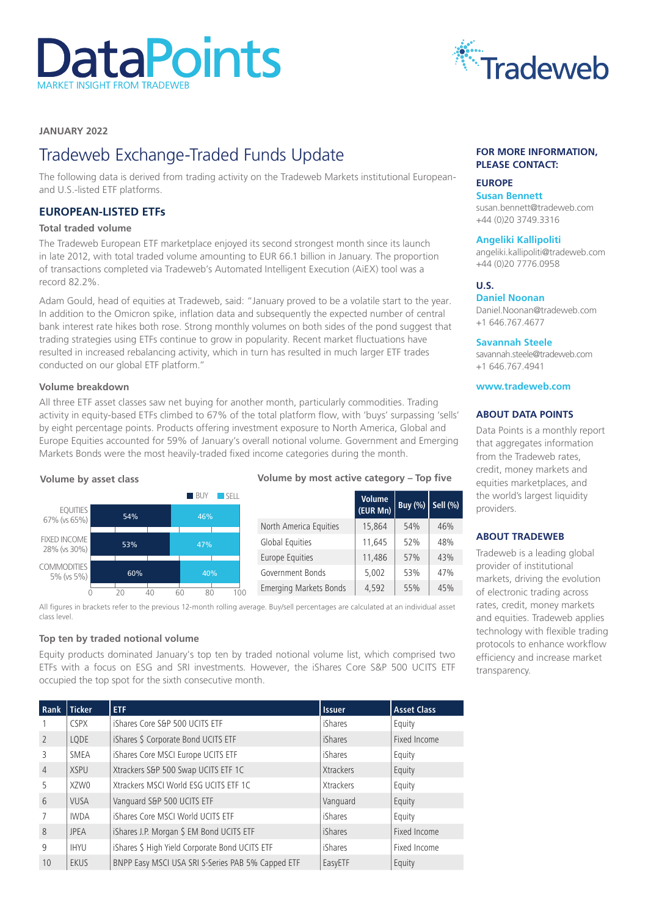# DataPoints

MARKET INSIGHT FROM TRADEWEB

Tradeweb

**JANUARY 2022**

# Tradeweb Exchange-Traded Funds Update

The following data is derived from trading activity on the Tradeweb Markets institutional European- and U.S.-listed ETF platforms.

## EUROPEAN-LISTED ETFs

### Total traded volume

The Tradeweb European ETF marketplace enjoyed its second strongest month since its launch in late 2012, with total traded volume amounting to EUR 66.1 billion in January. The proportion of transactions completed via Tradeweb's Automated Intelligent Execution (AiEX) tool was a record 82.2%.

Adam Gould, head of equities at Tradeweb, said: "January proved to be a volatile start to the year. In addition to the Omicron spike, inflation data and subsequently the expected number of central bank interest rate hikes both rose. Strong monthly volumes on both sides of the pond suggest that trading strategies using ETFs continue to grow in popularity. Recent market fluctuations have resulted in increased rebalancing activity, which in turn has resulted in much larger ETF trades conducted on our global ETF platform."

### Volume breakdown

All three ETF asset classes saw net buying for another month, particularly commodities. Trading activity in equity-based ETFs climbed to 67% of the total platform flow, with 'buys' surpassing 'sells' by eight percentage points. Products offering investment exposure to North America, Global and Europe Equities accounted for 59% of January's overall notional volume. Government and Emerging Markets Bonds were the most heavily-traded fixed income categories during the month.

**Volume by asset class**

| Asset class | BUY | SELL |
|---|---|---|
| EQUITIES 67% (vs 65%) | 54% | 46% |
| FIXED INCOME 28% (vs 30%) | 53% | 47% |
| COMMODITIES 5% (vs 5%) | 60% | 40% |

**Volume by most active category – Top five**

| | Volume (EUR Mn) | Buy (%) | Sell (%) |
|---|---|---|---|
| North America Equities | 15,864 | 54% | 46% |
| Global Equities | 11,645 | 52% | 48% |
| Europe Equities | 11,486 | 57% | 43% |
| Government Bonds | 5,002 | 53% | 47% |
| Emerging Markets Bonds | 4,592 | 55% | 45% |

All figures in brackets refer to the previous 12-month rolling average. Buy/sell percentages are calculated at an individual asset class level.

### Top ten by traded notional volume

Equity products dominated January's top ten by traded notional volume list, which comprised two ETFs with a focus on ESG and SRI investments. However, the iShares Core S&P 500 UCITS ETF occupied the top spot for the sixth consecutive month.

| Rank | Ticker | ETF | Issuer | Asset Class |
|---|---|---|---|---|
| 1 | CSPX | iShares Core S&P 500 UCITS ETF | iShares | Equity |
| 2 | LQDE | iShares $ Corporate Bond UCITS ETF | iShares | Fixed Income |
| 3 | SMEA | iShares Core MSCI Europe UCITS ETF | iShares | Equity |
| 4 | XSPU | Xtrackers S&P 500 Swap UCITS ETF 1C | Xtrackers | Equity |
| 5 | XZW0 | Xtrackers MSCI World ESG UCITS ETF 1C | Xtrackers | Equity |
| 6 | VUSA | Vanguard S&P 500 UCITS ETF | Vanguard | Equity |
| 7 | IWDA | iShares Core MSCI World UCITS ETF | iShares | Equity |
| 8 | JPEA | iShares J.P. Morgan $ EM Bond UCITS ETF | iShares | Fixed Income |
| 9 | IHYU | iShares $ High Yield Corporate Bond UCITS ETF | iShares | Fixed Income |
| 10 | EKUS | BNPP Easy MSCI USA SRI S-Series PAB 5% Capped ETF | EasyETF | Equity |

**FOR MORE INFORMATION, PLEASE CONTACT:**

**EUROPE**

**Susan Bennett**
susan.bennett@tradeweb.com
+44 (0)20 3749.3316

**Angeliki Kallipoliti**
angeliki.kallipoliti@tradeweb.com
+44 (0)20 7776.0958

**U.S.**

**Daniel Noonan**
Daniel.Noonan@tradeweb.com
+1 646.767.4677

**Savannah Steele**
savannah.steele@tradeweb.com
+1 646.767.4941

**www.tradeweb.com**

**ABOUT DATA POINTS**

Data Points is a monthly report that aggregates information from the Tradeweb rates, credit, money markets and equities marketplaces, and the world's largest liquidity providers.

**ABOUT TRADEWEB**

Tradeweb is a leading global provider of institutional markets, driving the evolution of electronic trading across rates, credit, money markets and equities. Tradeweb applies technology with flexible trading protocols to enhance workflow efficiency and increase market transparency.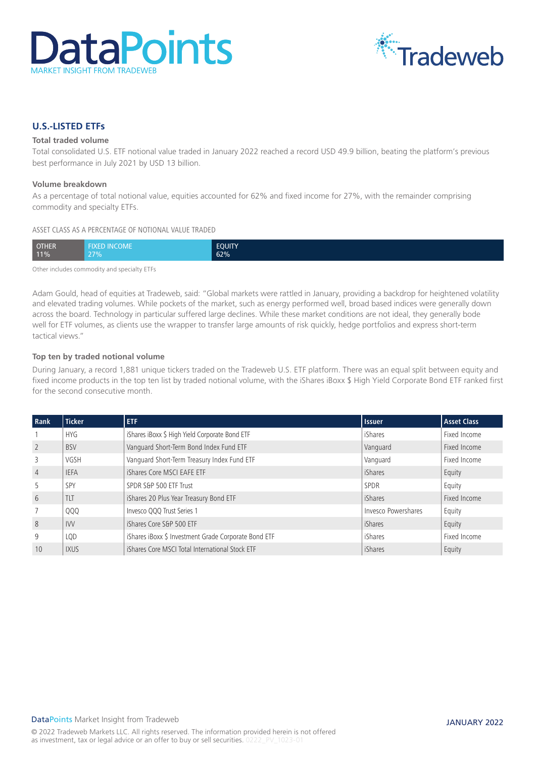# DataPoints

MARKET INSIGHT FROM TRADEWEB

## U.S.-LISTED ETFs

### Total traded volume

Total consolidated U.S. ETF notional value traded in January 2022 reached a record USD 49.9 billion, beating the platform's previous best performance in July 2021 by USD 13 billion.

### Volume breakdown

As a percentage of total notional value, equities accounted for 62% and fixed income for 27%, with the remainder comprising commodity and specialty ETFs.

ASSET CLASS AS A PERCENTAGE OF NOTIONAL VALUE TRADED

OTHER 11%

FIXED INCOME 27%

EQUITY 62%

Other includes commodity and specialty ETFs

Adam Gould, head of equities at Tradeweb, said: "Global markets were rattled in January, providing a backdrop for heightened volatility and elevated trading volumes. While pockets of the market, such as energy performed well, broad based indices were generally down across the board. Technology in particular suffered large declines. While these market conditions are not ideal, they generally bode well for ETF volumes, as clients use the wrapper to transfer large amounts of risk quickly, hedge portfolios and express short-term tactical views."

### Top ten by traded notional volume

During January, a record 1,881 unique tickers traded on the Tradeweb U.S. ETF platform. There was an equal split between equity and fixed income products in the top ten list by traded notional volume, with the iShares iBoxx $ High Yield Corporate Bond ETF ranked first for the second consecutive month.

| Rank | Ticker | ETF | Issuer | Asset Class |
|---|---|---|---|---|
| 1 | HYG | iShares iBoxx $ High Yield Corporate Bond ETF | iShares | Fixed Income |
| 2 | BSV | Vanguard Short-Term Bond Index Fund ETF | Vanguard | Fixed Income |
| 3 | VGSH | Vanguard Short-Term Treasury Index Fund ETF | Vanguard | Fixed Income |
| 4 | IEFA | iShares Core MSCI EAFE ETF | iShares | Equity |
| 5 | SPY | SPDR S&P 500 ETF Trust | SPDR | Equity |
| 6 | TLT | iShares 20 Plus Year Treasury Bond ETF | iShares | Fixed Income |
| 7 | QQQ | Invesco QQQ Trust Series 1 | Invesco Powershares | Equity |
| 8 | IVV | iShares Core S&P 500 ETF | iShares | Equity |
| 9 | LQD | iShares iBoxx $ Investment Grade Corporate Bond ETF | iShares | Fixed Income |
| 10 | IXUS | iShares Core MSCI Total International Stock ETF | iShares | Equity |

DataPoints Market Insight from Tradeweb

JANUARY 2022

© 2022 Tradeweb Markets LLC. All rights reserved. The information provided herein is not offered as investment, tax or legal advice or an offer to buy or sell securities. 0222_PV_1023-01